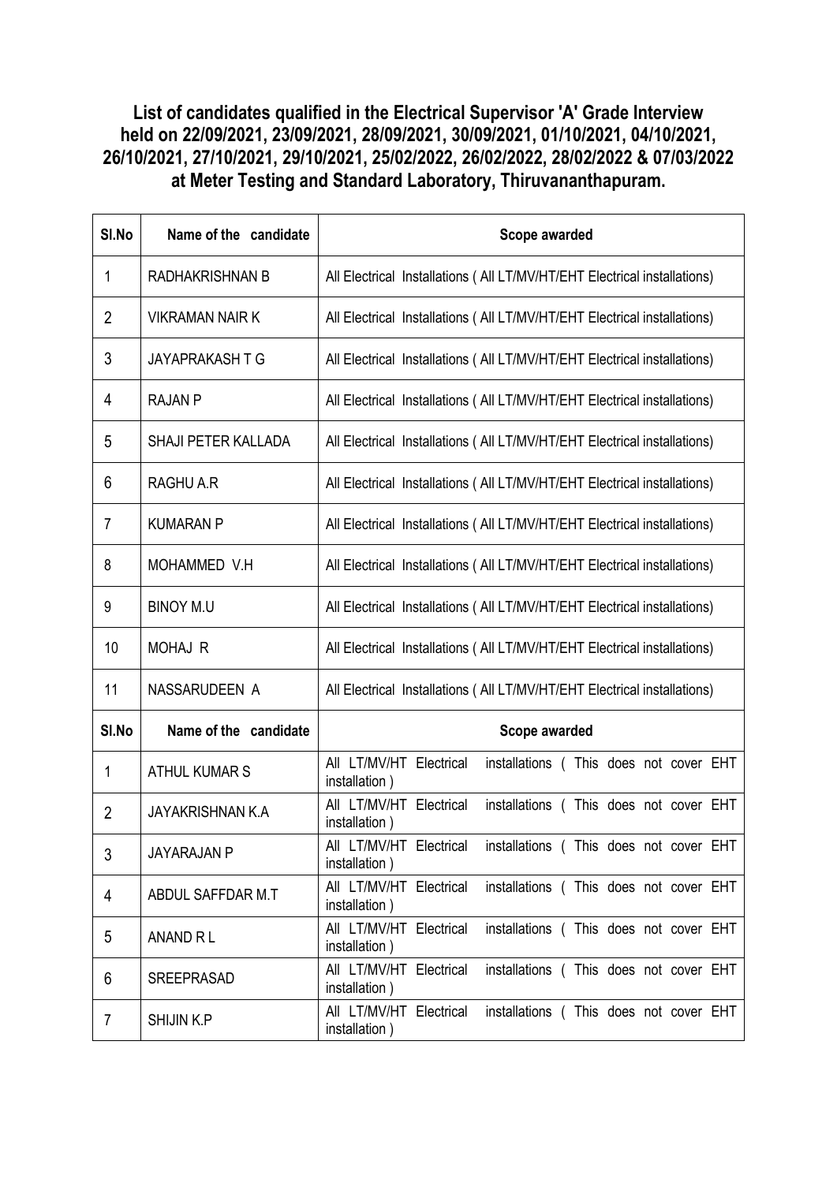## List of candidates qualified in the Electrical Supervisor 'A' Grade Interview held on 22/09/2021, 23/09/2021, 28/09/2021, 30/09/2021, 01/10/2021, 04/10/2021, 26/10/2021, 27/10/2021, 29/10/2021, 25/02/2022, 26/02/2022, 28/02/2022 & 07/03/2022 at Meter Testing and Standard Laboratory, Thiruvananthapuram.

| Sl.No | Name of the candidate | Scope awarded |
|---|---|---|
| 1 | RADHAKRISHNAN B | All Electrical Installations ( All LT/MV/HT/EHT Electrical installations) |
| 2 | VIKRAMAN NAIR K | All Electrical Installations ( All LT/MV/HT/EHT Electrical installations) |
| 3 | JAYAPRAKASH T G | All Electrical Installations ( All LT/MV/HT/EHT Electrical installations) |
| 4 | RAJAN P | All Electrical Installations ( All LT/MV/HT/EHT Electrical installations) |
| 5 | SHAJI PETER KALLADA | All Electrical Installations ( All LT/MV/HT/EHT Electrical installations) |
| 6 | RAGHU A.R | All Electrical Installations ( All LT/MV/HT/EHT Electrical installations) |
| 7 | KUMARAN P | All Electrical Installations ( All LT/MV/HT/EHT Electrical installations) |
| 8 | MOHAMMED V.H | All Electrical Installations ( All LT/MV/HT/EHT Electrical installations) |
| 9 | BINOY M.U | All Electrical Installations ( All LT/MV/HT/EHT Electrical installations) |
| 10 | MOHAJ R | All Electrical Installations ( All LT/MV/HT/EHT Electrical installations) |
| 11 | NASSARUDEEN A | All Electrical Installations ( All LT/MV/HT/EHT Electrical installations) |
| **Sl.No** | **Name of the candidate** | **Scope awarded** |
| 1 | ATHUL KUMAR S | All LT/MV/HT Electrical installations ( This does not cover EHT installation ) |
| 2 | JAYAKRISHNAN K.A | All LT/MV/HT Electrical installations ( This does not cover EHT installation ) |
| 3 | JAYARAJAN P | All LT/MV/HT Electrical installations ( This does not cover EHT installation ) |
| 4 | ABDUL SAFFDAR M.T | All LT/MV/HT Electrical installations ( This does not cover EHT installation ) |
| 5 | ANAND R L | All LT/MV/HT Electrical installations ( This does not cover EHT installation ) |
| 6 | SREEPRASAD | All LT/MV/HT Electrical installations ( This does not cover EHT installation ) |
| 7 | SHIJIN K.P | All LT/MV/HT Electrical installations ( This does not cover EHT installation ) |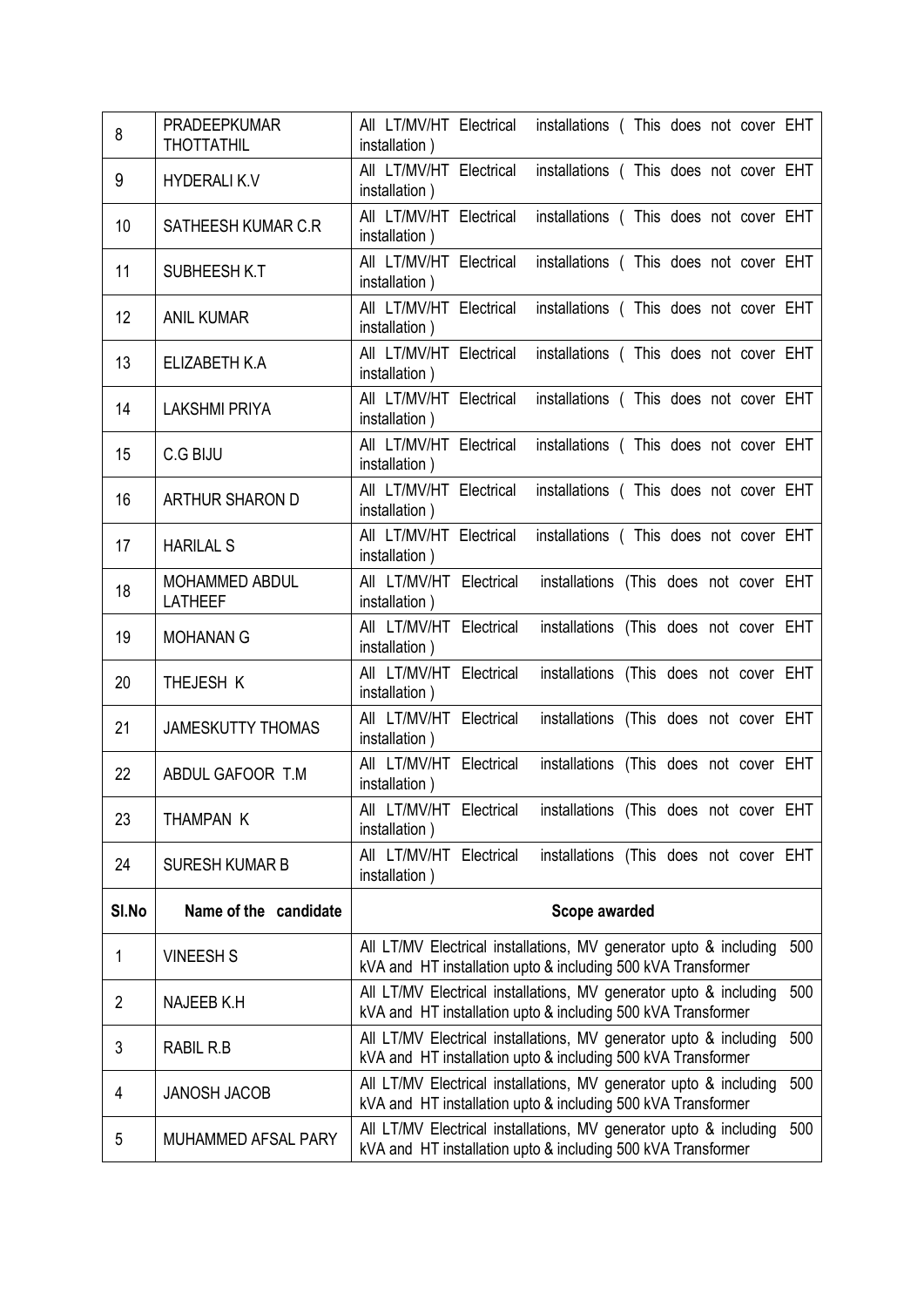| | | |
|---|---|---|
| 8 | PRADEEPKUMAR THOTTATHIL | All LT/MV/HT Electrical installations ( This does not cover EHT installation ) |
| 9 | HYDERALI K.V | All LT/MV/HT Electrical installations ( This does not cover EHT installation ) |
| 10 | SATHEESH KUMAR C.R | All LT/MV/HT Electrical installations ( This does not cover EHT installation ) |
| 11 | SUBHEESH K.T | All LT/MV/HT Electrical installations ( This does not cover EHT installation ) |
| 12 | ANIL KUMAR | All LT/MV/HT Electrical installations ( This does not cover EHT installation ) |
| 13 | ELIZABETH K.A | All LT/MV/HT Electrical installations ( This does not cover EHT installation ) |
| 14 | LAKSHMI PRIYA | All LT/MV/HT Electrical installations ( This does not cover EHT installation ) |
| 15 | C.G BIJU | All LT/MV/HT Electrical installations ( This does not cover EHT installation ) |
| 16 | ARTHUR SHARON D | All LT/MV/HT Electrical installations ( This does not cover EHT installation ) |
| 17 | HARILAL S | All LT/MV/HT Electrical installations ( This does not cover EHT installation ) |
| 18 | MOHAMMED ABDUL LATHEEF | All LT/MV/HT Electrical installations (This does not cover EHT installation ) |
| 19 | MOHANAN G | All LT/MV/HT Electrical installations (This does not cover EHT installation ) |
| 20 | THEJESH K | All LT/MV/HT Electrical installations (This does not cover EHT installation ) |
| 21 | JAMESKUTTY THOMAS | All LT/MV/HT Electrical installations (This does not cover EHT installation ) |
| 22 | ABDUL GAFOOR T.M | All LT/MV/HT Electrical installations (This does not cover EHT installation ) |
| 23 | THAMPAN K | All LT/MV/HT Electrical installations (This does not cover EHT installation ) |
| 24 | SURESH KUMAR B | All LT/MV/HT Electrical installations (This does not cover EHT installation ) |

| Sl.No | Name of the candidate | Scope awarded |
|---|---|---|
| 1 | VINEESH S | All LT/MV Electrical installations, MV generator upto & including 500 kVA and HT installation upto & including 500 kVA Transformer |
| 2 | NAJEEB K.H | All LT/MV Electrical installations, MV generator upto & including 500 kVA and HT installation upto & including 500 kVA Transformer |
| 3 | RABIL R.B | All LT/MV Electrical installations, MV generator upto & including 500 kVA and HT installation upto & including 500 kVA Transformer |
| 4 | JANOSH JACOB | All LT/MV Electrical installations, MV generator upto & including 500 kVA and HT installation upto & including 500 kVA Transformer |
| 5 | MUHAMMED AFSAL PARY | All LT/MV Electrical installations, MV generator upto & including 500 kVA and HT installation upto & including 500 kVA Transformer |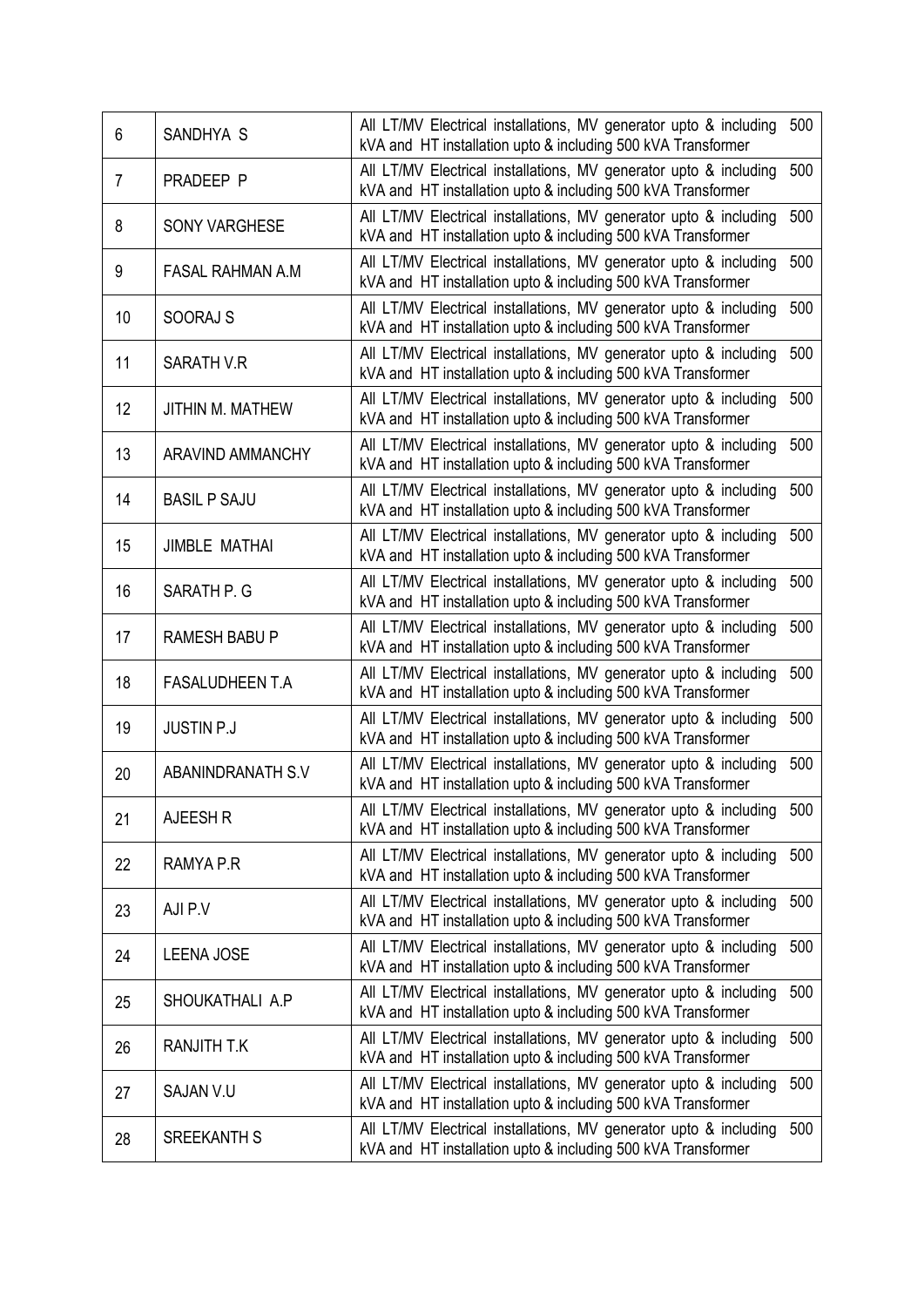| 6 | SANDHYA S | All LT/MV Electrical installations, MV generator upto & including 500 kVA and HT installation upto & including 500 kVA Transformer |
|---|---|---|
| 7 | PRADEEP P | All LT/MV Electrical installations, MV generator upto & including 500 kVA and HT installation upto & including 500 kVA Transformer |
| 8 | SONY VARGHESE | All LT/MV Electrical installations, MV generator upto & including 500 kVA and HT installation upto & including 500 kVA Transformer |
| 9 | FASAL RAHMAN A.M | All LT/MV Electrical installations, MV generator upto & including 500 kVA and HT installation upto & including 500 kVA Transformer |
| 10 | SOORAJ S | All LT/MV Electrical installations, MV generator upto & including 500 kVA and HT installation upto & including 500 kVA Transformer |
| 11 | SARATH V.R | All LT/MV Electrical installations, MV generator upto & including 500 kVA and HT installation upto & including 500 kVA Transformer |
| 12 | JITHIN M. MATHEW | All LT/MV Electrical installations, MV generator upto & including 500 kVA and HT installation upto & including 500 kVA Transformer |
| 13 | ARAVIND AMMANCHY | All LT/MV Electrical installations, MV generator upto & including 500 kVA and HT installation upto & including 500 kVA Transformer |
| 14 | BASIL P SAJU | All LT/MV Electrical installations, MV generator upto & including 500 kVA and HT installation upto & including 500 kVA Transformer |
| 15 | JIMBLE MATHAI | All LT/MV Electrical installations, MV generator upto & including 500 kVA and HT installation upto & including 500 kVA Transformer |
| 16 | SARATH P. G | All LT/MV Electrical installations, MV generator upto & including 500 kVA and HT installation upto & including 500 kVA Transformer |
| 17 | RAMESH BABU P | All LT/MV Electrical installations, MV generator upto & including 500 kVA and HT installation upto & including 500 kVA Transformer |
| 18 | FASALUDHEEN T.A | All LT/MV Electrical installations, MV generator upto & including 500 kVA and HT installation upto & including 500 kVA Transformer |
| 19 | JUSTIN P.J | All LT/MV Electrical installations, MV generator upto & including 500 kVA and HT installation upto & including 500 kVA Transformer |
| 20 | ABANINDRANATH S.V | All LT/MV Electrical installations, MV generator upto & including 500 kVA and HT installation upto & including 500 kVA Transformer |
| 21 | AJEESH R | All LT/MV Electrical installations, MV generator upto & including 500 kVA and HT installation upto & including 500 kVA Transformer |
| 22 | RAMYA P.R | All LT/MV Electrical installations, MV generator upto & including 500 kVA and HT installation upto & including 500 kVA Transformer |
| 23 | AJI P.V | All LT/MV Electrical installations, MV generator upto & including 500 kVA and HT installation upto & including 500 kVA Transformer |
| 24 | LEENA JOSE | All LT/MV Electrical installations, MV generator upto & including 500 kVA and HT installation upto & including 500 kVA Transformer |
| 25 | SHOUKATHALI A.P | All LT/MV Electrical installations, MV generator upto & including 500 kVA and HT installation upto & including 500 kVA Transformer |
| 26 | RANJITH T.K | All LT/MV Electrical installations, MV generator upto & including 500 kVA and HT installation upto & including 500 kVA Transformer |
| 27 | SAJAN V.U | All LT/MV Electrical installations, MV generator upto & including 500 kVA and HT installation upto & including 500 kVA Transformer |
| 28 | SREEKANTH S | All LT/MV Electrical installations, MV generator upto & including 500 kVA and HT installation upto & including 500 kVA Transformer |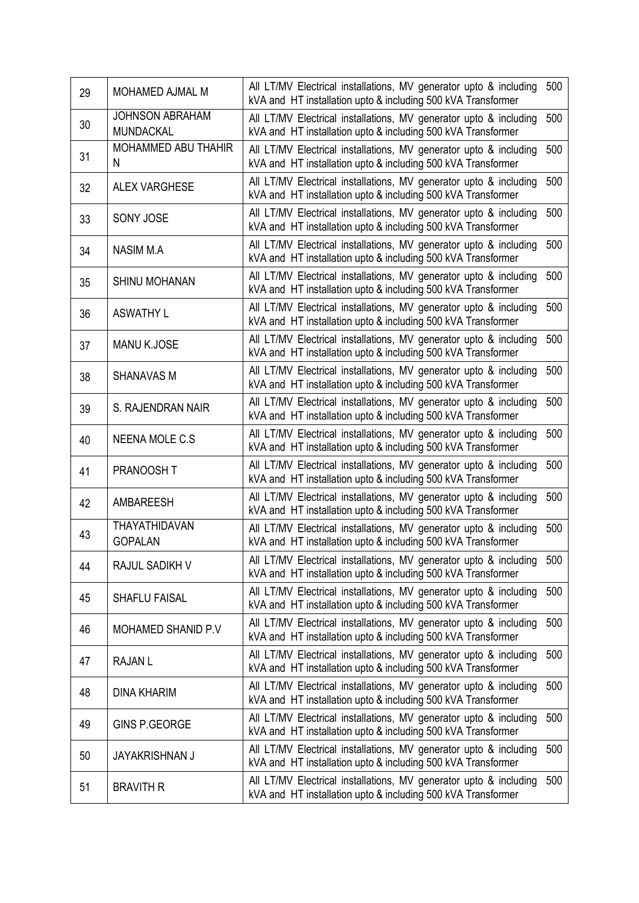| | | |
|---|---|---|
| 29 | MOHAMED AJMAL M | All LT/MV Electrical installations, MV generator upto & including 500 kVA and HT installation upto & including 500 kVA Transformer |
| 30 | JOHNSON ABRAHAM MUNDACKAL | All LT/MV Electrical installations, MV generator upto & including 500 kVA and HT installation upto & including 500 kVA Transformer |
| 31 | MOHAMMED ABU THAHIR N | All LT/MV Electrical installations, MV generator upto & including 500 kVA and HT installation upto & including 500 kVA Transformer |
| 32 | ALEX VARGHESE | All LT/MV Electrical installations, MV generator upto & including 500 kVA and HT installation upto & including 500 kVA Transformer |
| 33 | SONY JOSE | All LT/MV Electrical installations, MV generator upto & including 500 kVA and HT installation upto & including 500 kVA Transformer |
| 34 | NASIM M.A | All LT/MV Electrical installations, MV generator upto & including 500 kVA and HT installation upto & including 500 kVA Transformer |
| 35 | SHINU MOHANAN | All LT/MV Electrical installations, MV generator upto & including 500 kVA and HT installation upto & including 500 kVA Transformer |
| 36 | ASWATHY L | All LT/MV Electrical installations, MV generator upto & including 500 kVA and HT installation upto & including 500 kVA Transformer |
| 37 | MANU K.JOSE | All LT/MV Electrical installations, MV generator upto & including 500 kVA and HT installation upto & including 500 kVA Transformer |
| 38 | SHANAVAS M | All LT/MV Electrical installations, MV generator upto & including 500 kVA and HT installation upto & including 500 kVA Transformer |
| 39 | S. RAJENDRAN NAIR | All LT/MV Electrical installations, MV generator upto & including 500 kVA and HT installation upto & including 500 kVA Transformer |
| 40 | NEENA MOLE C.S | All LT/MV Electrical installations, MV generator upto & including 500 kVA and HT installation upto & including 500 kVA Transformer |
| 41 | PRANOOSH T | All LT/MV Electrical installations, MV generator upto & including 500 kVA and HT installation upto & including 500 kVA Transformer |
| 42 | AMBAREESH | All LT/MV Electrical installations, MV generator upto & including 500 kVA and HT installation upto & including 500 kVA Transformer |
| 43 | THAYATHIDAVAN GOPALAN | All LT/MV Electrical installations, MV generator upto & including 500 kVA and HT installation upto & including 500 kVA Transformer |
| 44 | RAJUL SADIKH V | All LT/MV Electrical installations, MV generator upto & including 500 kVA and HT installation upto & including 500 kVA Transformer |
| 45 | SHAFLU FAISAL | All LT/MV Electrical installations, MV generator upto & including 500 kVA and HT installation upto & including 500 kVA Transformer |
| 46 | MOHAMED SHANID P.V | All LT/MV Electrical installations, MV generator upto & including 500 kVA and HT installation upto & including 500 kVA Transformer |
| 47 | RAJAN L | All LT/MV Electrical installations, MV generator upto & including 500 kVA and HT installation upto & including 500 kVA Transformer |
| 48 | DINA KHARIM | All LT/MV Electrical installations, MV generator upto & including 500 kVA and HT installation upto & including 500 kVA Transformer |
| 49 | GINS P.GEORGE | All LT/MV Electrical installations, MV generator upto & including 500 kVA and HT installation upto & including 500 kVA Transformer |
| 50 | JAYAKRISHNAN J | All LT/MV Electrical installations, MV generator upto & including 500 kVA and HT installation upto & including 500 kVA Transformer |
| 51 | BRAVITH R | All LT/MV Electrical installations, MV generator upto & including 500 kVA and HT installation upto & including 500 kVA Transformer |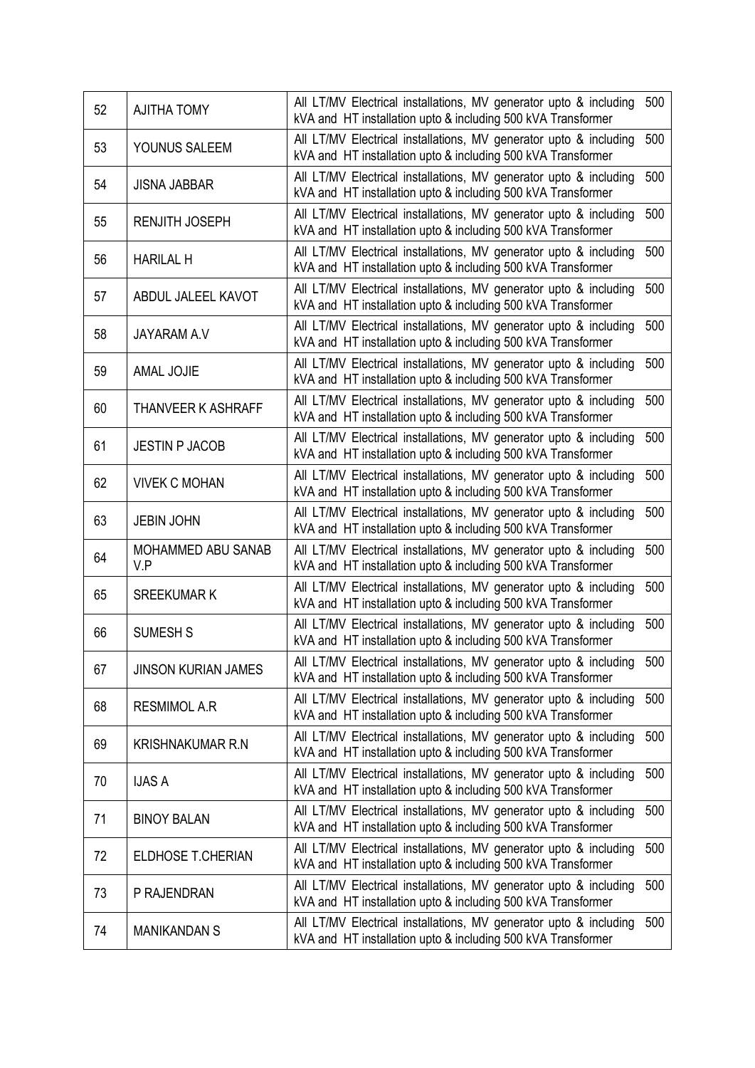| 52 | AJITHA TOMY | All LT/MV Electrical installations, MV generator upto & including 500 kVA and HT installation upto & including 500 kVA Transformer |
|---|---|---|
| 53 | YOUNUS SALEEM | All LT/MV Electrical installations, MV generator upto & including 500 kVA and HT installation upto & including 500 kVA Transformer |
| 54 | JISNA JABBAR | All LT/MV Electrical installations, MV generator upto & including 500 kVA and HT installation upto & including 500 kVA Transformer |
| 55 | RENJITH JOSEPH | All LT/MV Electrical installations, MV generator upto & including 500 kVA and HT installation upto & including 500 kVA Transformer |
| 56 | HARILAL H | All LT/MV Electrical installations, MV generator upto & including 500 kVA and HT installation upto & including 500 kVA Transformer |
| 57 | ABDUL JALEEL KAVOT | All LT/MV Electrical installations, MV generator upto & including 500 kVA and HT installation upto & including 500 kVA Transformer |
| 58 | JAYARAM A.V | All LT/MV Electrical installations, MV generator upto & including 500 kVA and HT installation upto & including 500 kVA Transformer |
| 59 | AMAL JOJIE | All LT/MV Electrical installations, MV generator upto & including 500 kVA and HT installation upto & including 500 kVA Transformer |
| 60 | THANVEER K ASHRAFF | All LT/MV Electrical installations, MV generator upto & including 500 kVA and HT installation upto & including 500 kVA Transformer |
| 61 | JESTIN P JACOB | All LT/MV Electrical installations, MV generator upto & including 500 kVA and HT installation upto & including 500 kVA Transformer |
| 62 | VIVEK C MOHAN | All LT/MV Electrical installations, MV generator upto & including 500 kVA and HT installation upto & including 500 kVA Transformer |
| 63 | JEBIN JOHN | All LT/MV Electrical installations, MV generator upto & including 500 kVA and HT installation upto & including 500 kVA Transformer |
| 64 | MOHAMMED ABU SANAB V.P | All LT/MV Electrical installations, MV generator upto & including 500 kVA and HT installation upto & including 500 kVA Transformer |
| 65 | SREEKUMAR K | All LT/MV Electrical installations, MV generator upto & including 500 kVA and HT installation upto & including 500 kVA Transformer |
| 66 | SUMESH S | All LT/MV Electrical installations, MV generator upto & including 500 kVA and HT installation upto & including 500 kVA Transformer |
| 67 | JINSON KURIAN JAMES | All LT/MV Electrical installations, MV generator upto & including 500 kVA and HT installation upto & including 500 kVA Transformer |
| 68 | RESMIMOL A.R | All LT/MV Electrical installations, MV generator upto & including 500 kVA and HT installation upto & including 500 kVA Transformer |
| 69 | KRISHNAKUMAR R.N | All LT/MV Electrical installations, MV generator upto & including 500 kVA and HT installation upto & including 500 kVA Transformer |
| 70 | IJAS A | All LT/MV Electrical installations, MV generator upto & including 500 kVA and HT installation upto & including 500 kVA Transformer |
| 71 | BINOY BALAN | All LT/MV Electrical installations, MV generator upto & including 500 kVA and HT installation upto & including 500 kVA Transformer |
| 72 | ELDHOSE T.CHERIAN | All LT/MV Electrical installations, MV generator upto & including 500 kVA and HT installation upto & including 500 kVA Transformer |
| 73 | P RAJENDRAN | All LT/MV Electrical installations, MV generator upto & including 500 kVA and HT installation upto & including 500 kVA Transformer |
| 74 | MANIKANDAN S | All LT/MV Electrical installations, MV generator upto & including 500 kVA and HT installation upto & including 500 kVA Transformer |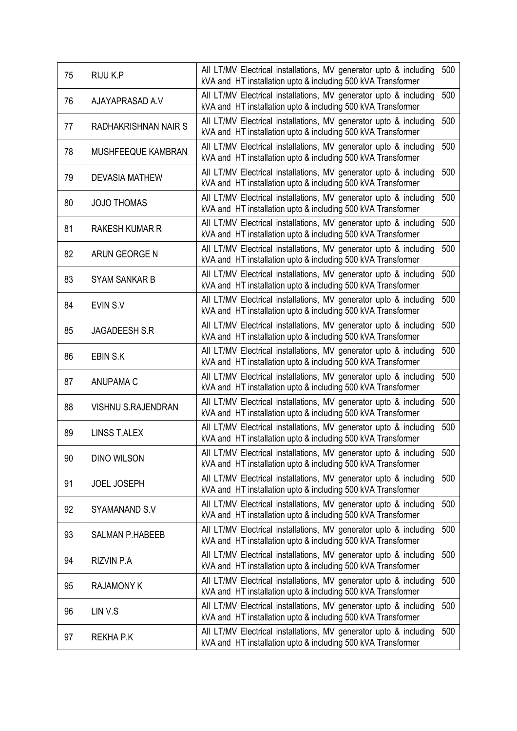| 75 | RIJU K.P | All LT/MV Electrical installations, MV generator upto & including 500 kVA and HT installation upto & including 500 kVA Transformer |
|---|---|---|
| 76 | AJAYAPRASAD A.V | All LT/MV Electrical installations, MV generator upto & including 500 kVA and HT installation upto & including 500 kVA Transformer |
| 77 | RADHAKRISHNAN NAIR S | All LT/MV Electrical installations, MV generator upto & including 500 kVA and HT installation upto & including 500 kVA Transformer |
| 78 | MUSHFEEQUE KAMBRAN | All LT/MV Electrical installations, MV generator upto & including 500 kVA and HT installation upto & including 500 kVA Transformer |
| 79 | DEVASIA MATHEW | All LT/MV Electrical installations, MV generator upto & including 500 kVA and HT installation upto & including 500 kVA Transformer |
| 80 | JOJO THOMAS | All LT/MV Electrical installations, MV generator upto & including 500 kVA and HT installation upto & including 500 kVA Transformer |
| 81 | RAKESH KUMAR R | All LT/MV Electrical installations, MV generator upto & including 500 kVA and HT installation upto & including 500 kVA Transformer |
| 82 | ARUN GEORGE N | All LT/MV Electrical installations, MV generator upto & including 500 kVA and HT installation upto & including 500 kVA Transformer |
| 83 | SYAM SANKAR B | All LT/MV Electrical installations, MV generator upto & including 500 kVA and HT installation upto & including 500 kVA Transformer |
| 84 | EVIN S.V | All LT/MV Electrical installations, MV generator upto & including 500 kVA and HT installation upto & including 500 kVA Transformer |
| 85 | JAGADEESH S.R | All LT/MV Electrical installations, MV generator upto & including 500 kVA and HT installation upto & including 500 kVA Transformer |
| 86 | EBIN S.K | All LT/MV Electrical installations, MV generator upto & including 500 kVA and HT installation upto & including 500 kVA Transformer |
| 87 | ANUPAMA C | All LT/MV Electrical installations, MV generator upto & including 500 kVA and HT installation upto & including 500 kVA Transformer |
| 88 | VISHNU S.RAJENDRAN | All LT/MV Electrical installations, MV generator upto & including 500 kVA and HT installation upto & including 500 kVA Transformer |
| 89 | LINSS T.ALEX | All LT/MV Electrical installations, MV generator upto & including 500 kVA and HT installation upto & including 500 kVA Transformer |
| 90 | DINO WILSON | All LT/MV Electrical installations, MV generator upto & including 500 kVA and HT installation upto & including 500 kVA Transformer |
| 91 | JOEL JOSEPH | All LT/MV Electrical installations, MV generator upto & including 500 kVA and HT installation upto & including 500 kVA Transformer |
| 92 | SYAMANAND S.V | All LT/MV Electrical installations, MV generator upto & including 500 kVA and HT installation upto & including 500 kVA Transformer |
| 93 | SALMAN P.HABEEB | All LT/MV Electrical installations, MV generator upto & including 500 kVA and HT installation upto & including 500 kVA Transformer |
| 94 | RIZVIN P.A | All LT/MV Electrical installations, MV generator upto & including 500 kVA and HT installation upto & including 500 kVA Transformer |
| 95 | RAJAMONY K | All LT/MV Electrical installations, MV generator upto & including 500 kVA and HT installation upto & including 500 kVA Transformer |
| 96 | LIN V.S | All LT/MV Electrical installations, MV generator upto & including 500 kVA and HT installation upto & including 500 kVA Transformer |
| 97 | REKHA P.K | All LT/MV Electrical installations, MV generator upto & including 500 kVA and HT installation upto & including 500 kVA Transformer |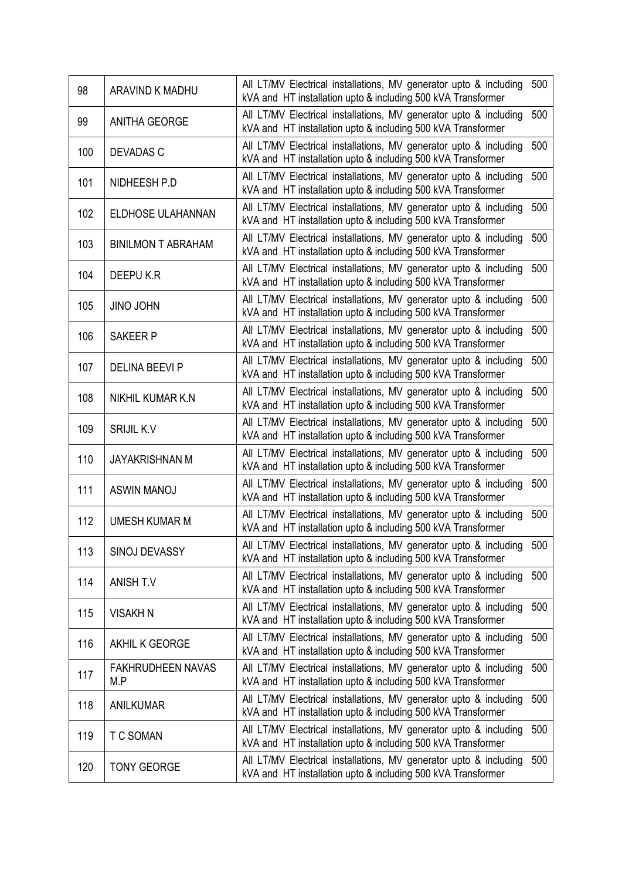| 98 | ARAVIND K MADHU | All LT/MV Electrical installations, MV generator upto & including 500 kVA and HT installation upto & including 500 kVA Transformer |
|---|---|---|
| 99 | ANITHA GEORGE | All LT/MV Electrical installations, MV generator upto & including 500 kVA and HT installation upto & including 500 kVA Transformer |
| 100 | DEVADAS C | All LT/MV Electrical installations, MV generator upto & including 500 kVA and HT installation upto & including 500 kVA Transformer |
| 101 | NIDHEESH P.D | All LT/MV Electrical installations, MV generator upto & including 500 kVA and HT installation upto & including 500 kVA Transformer |
| 102 | ELDHOSE ULAHANNAN | All LT/MV Electrical installations, MV generator upto & including 500 kVA and HT installation upto & including 500 kVA Transformer |
| 103 | BINILMON T ABRAHAM | All LT/MV Electrical installations, MV generator upto & including 500 kVA and HT installation upto & including 500 kVA Transformer |
| 104 | DEEPU K.R | All LT/MV Electrical installations, MV generator upto & including 500 kVA and HT installation upto & including 500 kVA Transformer |
| 105 | JINO JOHN | All LT/MV Electrical installations, MV generator upto & including 500 kVA and HT installation upto & including 500 kVA Transformer |
| 106 | SAKEER P | All LT/MV Electrical installations, MV generator upto & including 500 kVA and HT installation upto & including 500 kVA Transformer |
| 107 | DELINA BEEVI P | All LT/MV Electrical installations, MV generator upto & including 500 kVA and HT installation upto & including 500 kVA Transformer |
| 108 | NIKHIL KUMAR K.N | All LT/MV Electrical installations, MV generator upto & including 500 kVA and HT installation upto & including 500 kVA Transformer |
| 109 | SRIJIL K.V | All LT/MV Electrical installations, MV generator upto & including 500 kVA and HT installation upto & including 500 kVA Transformer |
| 110 | JAYAKRISHNAN M | All LT/MV Electrical installations, MV generator upto & including 500 kVA and HT installation upto & including 500 kVA Transformer |
| 111 | ASWIN MANOJ | All LT/MV Electrical installations, MV generator upto & including 500 kVA and HT installation upto & including 500 kVA Transformer |
| 112 | UMESH KUMAR M | All LT/MV Electrical installations, MV generator upto & including 500 kVA and HT installation upto & including 500 kVA Transformer |
| 113 | SINOJ DEVASSY | All LT/MV Electrical installations, MV generator upto & including 500 kVA and HT installation upto & including 500 kVA Transformer |
| 114 | ANISH T.V | All LT/MV Electrical installations, MV generator upto & including 500 kVA and HT installation upto & including 500 kVA Transformer |
| 115 | VISAKH N | All LT/MV Electrical installations, MV generator upto & including 500 kVA and HT installation upto & including 500 kVA Transformer |
| 116 | AKHIL K GEORGE | All LT/MV Electrical installations, MV generator upto & including 500 kVA and HT installation upto & including 500 kVA Transformer |
| 117 | FAKHRUDHEEN NAVAS M.P | All LT/MV Electrical installations, MV generator upto & including 500 kVA and HT installation upto & including 500 kVA Transformer |
| 118 | ANILKUMAR | All LT/MV Electrical installations, MV generator upto & including 500 kVA and HT installation upto & including 500 kVA Transformer |
| 119 | T C SOMAN | All LT/MV Electrical installations, MV generator upto & including 500 kVA and HT installation upto & including 500 kVA Transformer |
| 120 | TONY GEORGE | All LT/MV Electrical installations, MV generator upto & including 500 kVA and HT installation upto & including 500 kVA Transformer |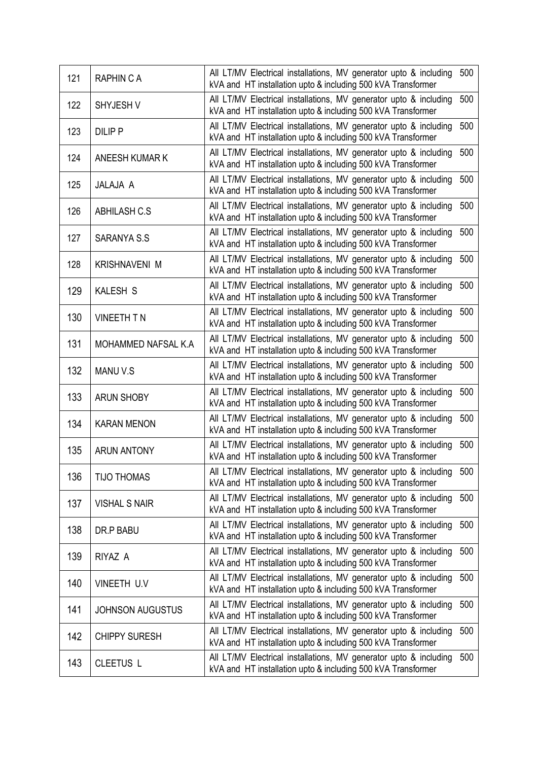| 121 | RAPHIN C A | All LT/MV Electrical installations, MV generator upto & including 500 kVA and HT installation upto & including 500 kVA Transformer |
|---|---|---|
| 122 | SHYJESH V | All LT/MV Electrical installations, MV generator upto & including 500 kVA and HT installation upto & including 500 kVA Transformer |
| 123 | DILIP P | All LT/MV Electrical installations, MV generator upto & including 500 kVA and HT installation upto & including 500 kVA Transformer |
| 124 | ANEESH KUMAR K | All LT/MV Electrical installations, MV generator upto & including 500 kVA and HT installation upto & including 500 kVA Transformer |
| 125 | JALAJA A | All LT/MV Electrical installations, MV generator upto & including 500 kVA and HT installation upto & including 500 kVA Transformer |
| 126 | ABHILASH C.S | All LT/MV Electrical installations, MV generator upto & including 500 kVA and HT installation upto & including 500 kVA Transformer |
| 127 | SARANYA S.S | All LT/MV Electrical installations, MV generator upto & including 500 kVA and HT installation upto & including 500 kVA Transformer |
| 128 | KRISHNAVENI M | All LT/MV Electrical installations, MV generator upto & including 500 kVA and HT installation upto & including 500 kVA Transformer |
| 129 | KALESH S | All LT/MV Electrical installations, MV generator upto & including 500 kVA and HT installation upto & including 500 kVA Transformer |
| 130 | VINEETH T N | All LT/MV Electrical installations, MV generator upto & including 500 kVA and HT installation upto & including 500 kVA Transformer |
| 131 | MOHAMMED NAFSAL K.A | All LT/MV Electrical installations, MV generator upto & including 500 kVA and HT installation upto & including 500 kVA Transformer |
| 132 | MANU V.S | All LT/MV Electrical installations, MV generator upto & including 500 kVA and HT installation upto & including 500 kVA Transformer |
| 133 | ARUN SHOBY | All LT/MV Electrical installations, MV generator upto & including 500 kVA and HT installation upto & including 500 kVA Transformer |
| 134 | KARAN MENON | All LT/MV Electrical installations, MV generator upto & including 500 kVA and HT installation upto & including 500 kVA Transformer |
| 135 | ARUN ANTONY | All LT/MV Electrical installations, MV generator upto & including 500 kVA and HT installation upto & including 500 kVA Transformer |
| 136 | TIJO THOMAS | All LT/MV Electrical installations, MV generator upto & including 500 kVA and HT installation upto & including 500 kVA Transformer |
| 137 | VISHAL S NAIR | All LT/MV Electrical installations, MV generator upto & including 500 kVA and HT installation upto & including 500 kVA Transformer |
| 138 | DR.P BABU | All LT/MV Electrical installations, MV generator upto & including 500 kVA and HT installation upto & including 500 kVA Transformer |
| 139 | RIYAZ A | All LT/MV Electrical installations, MV generator upto & including 500 kVA and HT installation upto & including 500 kVA Transformer |
| 140 | VINEETH U.V | All LT/MV Electrical installations, MV generator upto & including 500 kVA and HT installation upto & including 500 kVA Transformer |
| 141 | JOHNSON AUGUSTUS | All LT/MV Electrical installations, MV generator upto & including 500 kVA and HT installation upto & including 500 kVA Transformer |
| 142 | CHIPPY SURESH | All LT/MV Electrical installations, MV generator upto & including 500 kVA and HT installation upto & including 500 kVA Transformer |
| 143 | CLEETUS L | All LT/MV Electrical installations, MV generator upto & including 500 kVA and HT installation upto & including 500 kVA Transformer |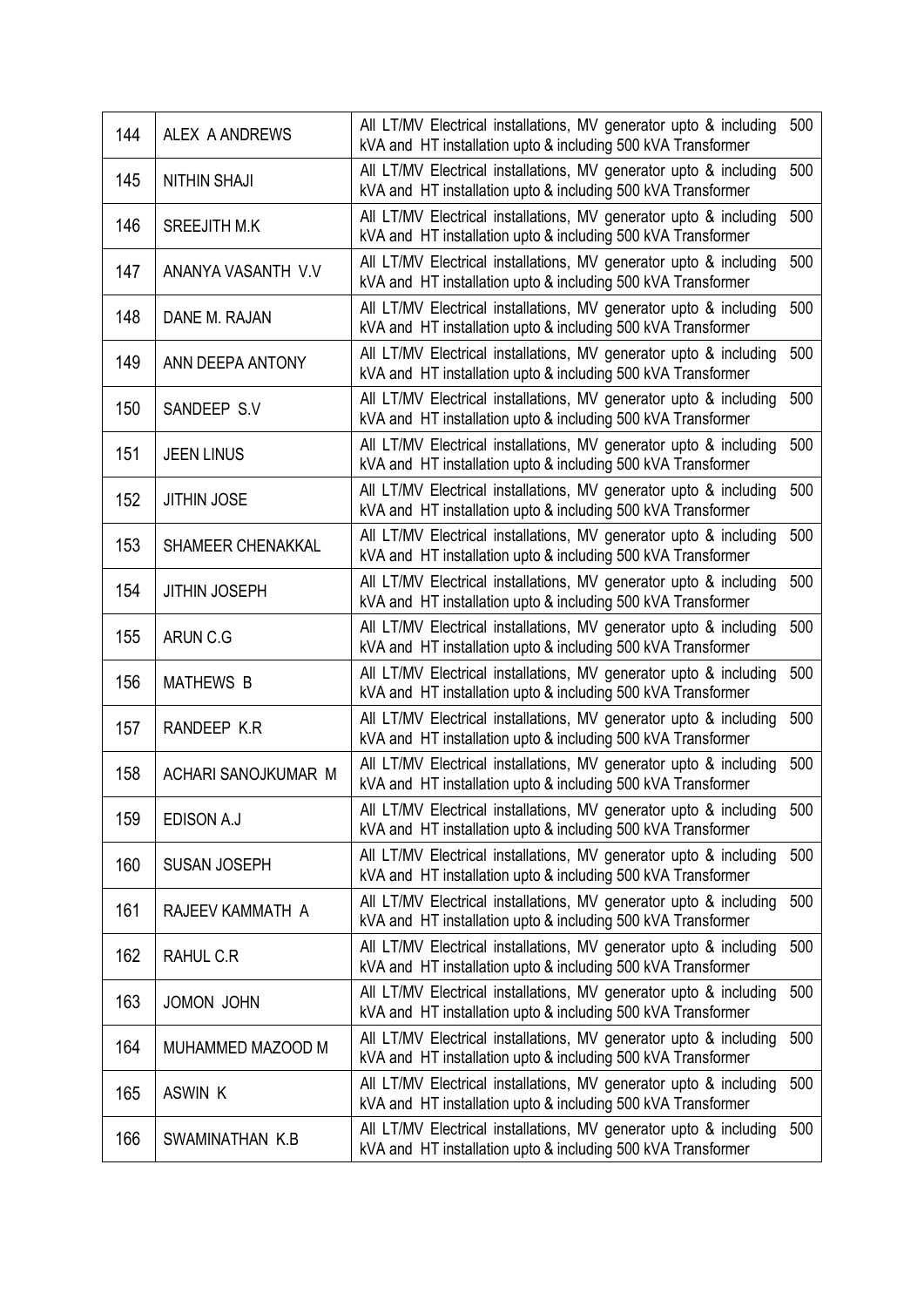| 144 | ALEX A ANDREWS | All LT/MV Electrical installations, MV generator upto & including 500 kVA and HT installation upto & including 500 kVA Transformer |
|---|---|---|
| 145 | NITHIN SHAJI | All LT/MV Electrical installations, MV generator upto & including 500 kVA and HT installation upto & including 500 kVA Transformer |
| 146 | SREEJITH M.K | All LT/MV Electrical installations, MV generator upto & including 500 kVA and HT installation upto & including 500 kVA Transformer |
| 147 | ANANYA VASANTH V.V | All LT/MV Electrical installations, MV generator upto & including 500 kVA and HT installation upto & including 500 kVA Transformer |
| 148 | DANE M. RAJAN | All LT/MV Electrical installations, MV generator upto & including 500 kVA and HT installation upto & including 500 kVA Transformer |
| 149 | ANN DEEPA ANTONY | All LT/MV Electrical installations, MV generator upto & including 500 kVA and HT installation upto & including 500 kVA Transformer |
| 150 | SANDEEP S.V | All LT/MV Electrical installations, MV generator upto & including 500 kVA and HT installation upto & including 500 kVA Transformer |
| 151 | JEEN LINUS | All LT/MV Electrical installations, MV generator upto & including 500 kVA and HT installation upto & including 500 kVA Transformer |
| 152 | JITHIN JOSE | All LT/MV Electrical installations, MV generator upto & including 500 kVA and HT installation upto & including 500 kVA Transformer |
| 153 | SHAMEER CHENAKKAL | All LT/MV Electrical installations, MV generator upto & including 500 kVA and HT installation upto & including 500 kVA Transformer |
| 154 | JITHIN JOSEPH | All LT/MV Electrical installations, MV generator upto & including 500 kVA and HT installation upto & including 500 kVA Transformer |
| 155 | ARUN C.G | All LT/MV Electrical installations, MV generator upto & including 500 kVA and HT installation upto & including 500 kVA Transformer |
| 156 | MATHEWS B | All LT/MV Electrical installations, MV generator upto & including 500 kVA and HT installation upto & including 500 kVA Transformer |
| 157 | RANDEEP K.R | All LT/MV Electrical installations, MV generator upto & including 500 kVA and HT installation upto & including 500 kVA Transformer |
| 158 | ACHARI SANOJKUMAR M | All LT/MV Electrical installations, MV generator upto & including 500 kVA and HT installation upto & including 500 kVA Transformer |
| 159 | EDISON A.J | All LT/MV Electrical installations, MV generator upto & including 500 kVA and HT installation upto & including 500 kVA Transformer |
| 160 | SUSAN JOSEPH | All LT/MV Electrical installations, MV generator upto & including 500 kVA and HT installation upto & including 500 kVA Transformer |
| 161 | RAJEEV KAMMATH A | All LT/MV Electrical installations, MV generator upto & including 500 kVA and HT installation upto & including 500 kVA Transformer |
| 162 | RAHUL C.R | All LT/MV Electrical installations, MV generator upto & including 500 kVA and HT installation upto & including 500 kVA Transformer |
| 163 | JOMON JOHN | All LT/MV Electrical installations, MV generator upto & including 500 kVA and HT installation upto & including 500 kVA Transformer |
| 164 | MUHAMMED MAZOOD M | All LT/MV Electrical installations, MV generator upto & including 500 kVA and HT installation upto & including 500 kVA Transformer |
| 165 | ASWIN K | All LT/MV Electrical installations, MV generator upto & including 500 kVA and HT installation upto & including 500 kVA Transformer |
| 166 | SWAMINATHAN K.B | All LT/MV Electrical installations, MV generator upto & including 500 kVA and HT installation upto & including 500 kVA Transformer |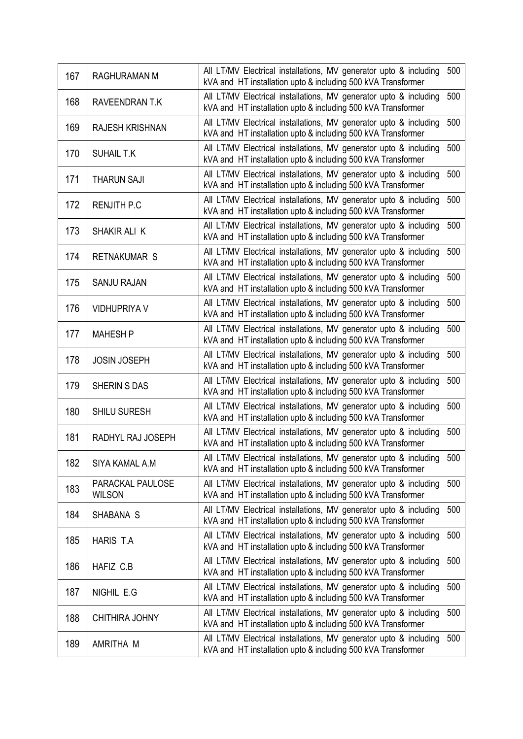| 167 | RAGHURAMAN M | All LT/MV Electrical installations, MV generator upto & including 500 kVA and HT installation upto & including 500 kVA Transformer |
|---|---|---|
| 168 | RAVEENDRAN T.K | All LT/MV Electrical installations, MV generator upto & including 500 kVA and HT installation upto & including 500 kVA Transformer |
| 169 | RAJESH KRISHNAN | All LT/MV Electrical installations, MV generator upto & including 500 kVA and HT installation upto & including 500 kVA Transformer |
| 170 | SUHAIL T.K | All LT/MV Electrical installations, MV generator upto & including 500 kVA and HT installation upto & including 500 kVA Transformer |
| 171 | THARUN SAJI | All LT/MV Electrical installations, MV generator upto & including 500 kVA and HT installation upto & including 500 kVA Transformer |
| 172 | RENJITH P.C | All LT/MV Electrical installations, MV generator upto & including 500 kVA and HT installation upto & including 500 kVA Transformer |
| 173 | SHAKIR ALI K | All LT/MV Electrical installations, MV generator upto & including 500 kVA and HT installation upto & including 500 kVA Transformer |
| 174 | RETNAKUMAR S | All LT/MV Electrical installations, MV generator upto & including 500 kVA and HT installation upto & including 500 kVA Transformer |
| 175 | SANJU RAJAN | All LT/MV Electrical installations, MV generator upto & including 500 kVA and HT installation upto & including 500 kVA Transformer |
| 176 | VIDHUPRIYA V | All LT/MV Electrical installations, MV generator upto & including 500 kVA and HT installation upto & including 500 kVA Transformer |
| 177 | MAHESH P | All LT/MV Electrical installations, MV generator upto & including 500 kVA and HT installation upto & including 500 kVA Transformer |
| 178 | JOSIN JOSEPH | All LT/MV Electrical installations, MV generator upto & including 500 kVA and HT installation upto & including 500 kVA Transformer |
| 179 | SHERIN S DAS | All LT/MV Electrical installations, MV generator upto & including 500 kVA and HT installation upto & including 500 kVA Transformer |
| 180 | SHILU SURESH | All LT/MV Electrical installations, MV generator upto & including 500 kVA and HT installation upto & including 500 kVA Transformer |
| 181 | RADHYL RAJ JOSEPH | All LT/MV Electrical installations, MV generator upto & including 500 kVA and HT installation upto & including 500 kVA Transformer |
| 182 | SIYA KAMAL A.M | All LT/MV Electrical installations, MV generator upto & including 500 kVA and HT installation upto & including 500 kVA Transformer |
| 183 | PARACKAL PAULOSE WILSON | All LT/MV Electrical installations, MV generator upto & including 500 kVA and HT installation upto & including 500 kVA Transformer |
| 184 | SHABANA S | All LT/MV Electrical installations, MV generator upto & including 500 kVA and HT installation upto & including 500 kVA Transformer |
| 185 | HARIS T.A | All LT/MV Electrical installations, MV generator upto & including 500 kVA and HT installation upto & including 500 kVA Transformer |
| 186 | HAFIZ C.B | All LT/MV Electrical installations, MV generator upto & including 500 kVA and HT installation upto & including 500 kVA Transformer |
| 187 | NIGHIL E.G | All LT/MV Electrical installations, MV generator upto & including 500 kVA and HT installation upto & including 500 kVA Transformer |
| 188 | CHITHIRA JOHNY | All LT/MV Electrical installations, MV generator upto & including 500 kVA and HT installation upto & including 500 kVA Transformer |
| 189 | AMRITHA M | All LT/MV Electrical installations, MV generator upto & including 500 kVA and HT installation upto & including 500 kVA Transformer |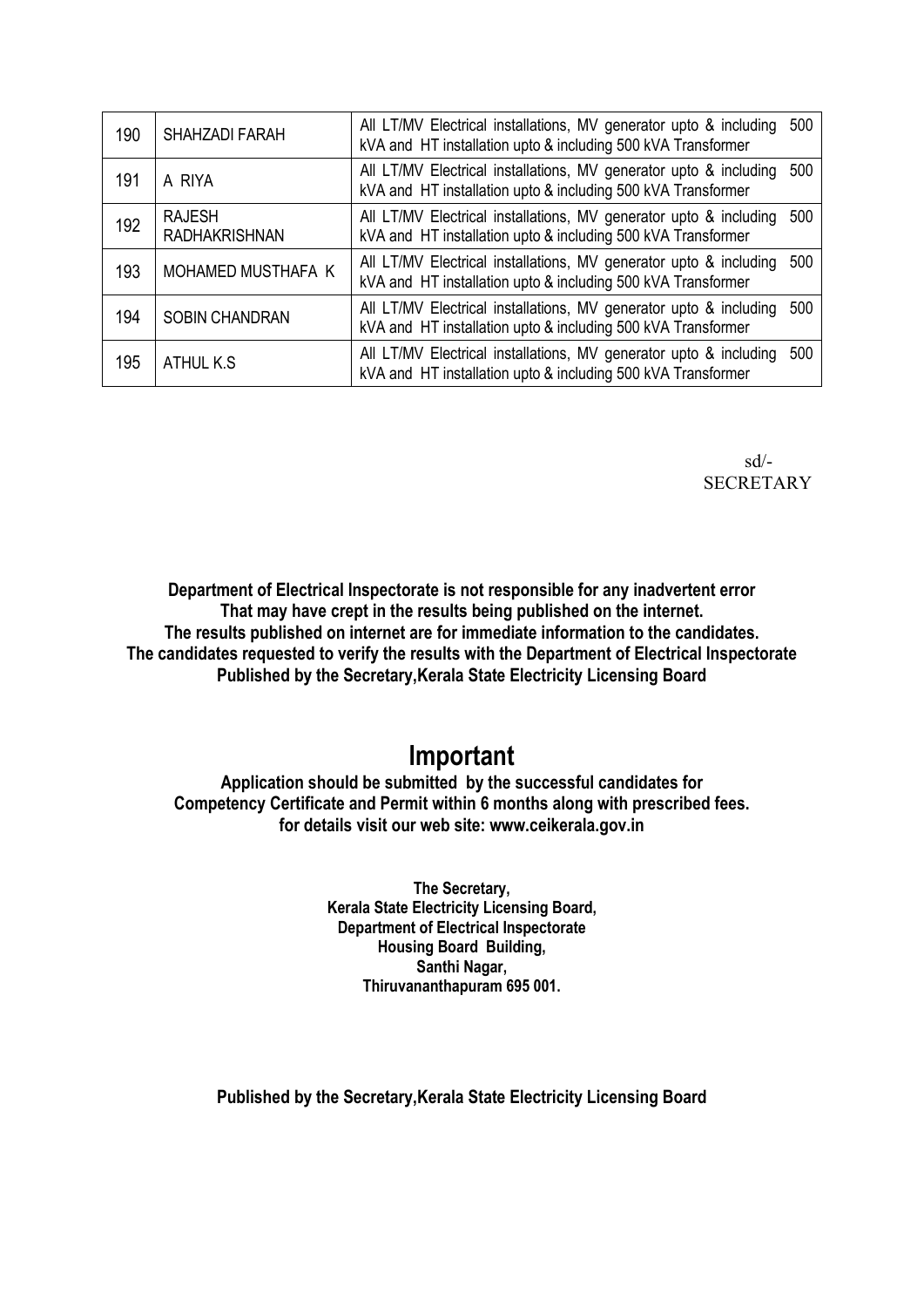| | | |
|---|---|---|
| 190 | SHAHZADI FARAH | All LT/MV Electrical installations, MV generator upto & including 500 kVA and HT installation upto & including 500 kVA Transformer |
| 191 | A RIYA | All LT/MV Electrical installations, MV generator upto & including 500 kVA and HT installation upto & including 500 kVA Transformer |
| 192 | RAJESH RADHAKRISHNAN | All LT/MV Electrical installations, MV generator upto & including 500 kVA and HT installation upto & including 500 kVA Transformer |
| 193 | MOHAMED MUSTHAFA K | All LT/MV Electrical installations, MV generator upto & including 500 kVA and HT installation upto & including 500 kVA Transformer |
| 194 | SOBIN CHANDRAN | All LT/MV Electrical installations, MV generator upto & including 500 kVA and HT installation upto & including 500 kVA Transformer |
| 195 | ATHUL K.S | All LT/MV Electrical installations, MV generator upto & including 500 kVA and HT installation upto & including 500 kVA Transformer |

sd/-
SECRETARY

**Department of Electrical Inspectorate is not responsible for any inadvertent error That may have crept in the results being published on the internet. The results published on internet are for immediate information to the candidates. The candidates requested to verify the results with the Department of Electrical Inspectorate Published by the Secretary,Kerala State Electricity Licensing Board**

# Important

**Application should be submitted by the successful candidates for Competency Certificate and Permit within 6 months along with prescribed fees. for details visit our web site: www.ceikerala.gov.in**

**The Secretary,**
**Kerala State Electricity Licensing Board,**
**Department of Electrical Inspectorate**
**Housing Board Building,**
**Santhi Nagar,**
**Thiruvananthapuram 695 001.**

**Published by the Secretary,Kerala State Electricity Licensing Board**